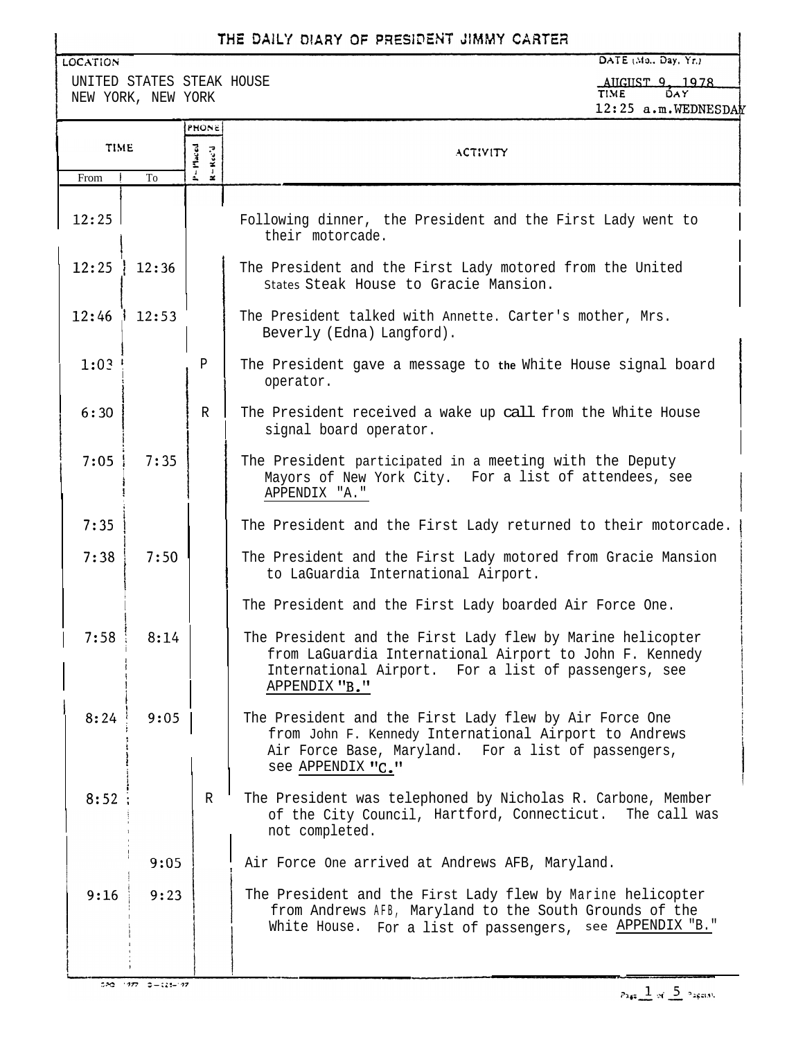# THE DAILY DIARY OF PRESIDENT JIMMY CARTER

LOCATION
UNITED STATES STEAK HOUSE
NEW YORK, NEW YORK

DATE (Mo., Day, Yr.)
AUGUST 9, 1978

TIME: 12:25 a.m.
DAY: WEDNESDAY

| TIME From | TIME To | PHONE P=Placed R=Rec'd | ACTIVITY |
|---|---|---|---|
| 12:25 | | | Following dinner, the President and the First Lady went to their motorcade. |
| 12:25 | 12:36 | | The President and the First Lady motored from the United States Steak House to Gracie Mansion. |
| 12:46 | 12:53 | | The President talked with Annette. Carter's mother, Mrs. Beverly (Edna) Langford). |
| 1:03 | | P | The President gave a message to the White House signal board operator. |
| 6:30 | | R | The President received a wake up call from the White House signal board operator. |
| 7:05 | 7:35 | | The President participated in a meeting with the Deputy Mayors of New York City. For a list of attendees, see APPENDIX "A." |
| 7:35 | | | The President and the First Lady returned to their motorcade. |
| 7:38 | 7:50 | | The President and the First Lady motored from Gracie Mansion to LaGuardia International Airport. |
| | | | The President and the First Lady boarded Air Force One. |
| 7:58 | 8:14 | | The President and the First Lady flew by Marine helicopter from LaGuardia International Airport to John F. Kennedy International Airport. For a list of passengers, see APPENDIX "B." |
| 8:24 | 9:05 | | The President and the First Lady flew by Air Force One from John F. Kennedy International Airport to Andrews Air Force Base, Maryland. For a list of passengers, see APPENDIX "C." |
| 8:52 | | R | The President was telephoned by Nicholas R. Carbone, Member of the City Council, Hartford, Connecticut. The call was not completed. |
| | 9:05 | | Air Force One arrived at Andrews AFB, Maryland. |
| 9:16 | 9:23 | | The President and the First Lady flew by Marine helicopter from Andrews AFB, Maryland to the South Grounds of the White House. For a list of passengers, see APPENDIX "B." |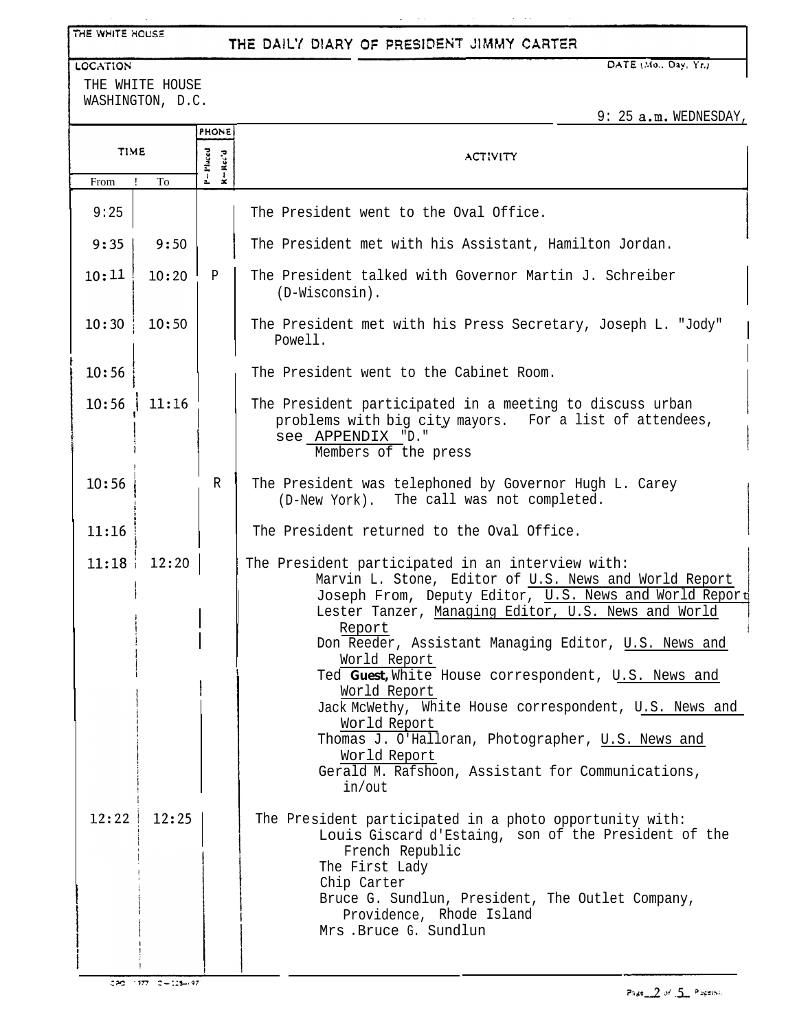THE WHITE HOUSE

# THE DAILY DIARY OF PRESIDENT JIMMY CARTER

LOCATION: THE WHITE HOUSE, WASHINGTON, D.C.

DATE (Mo., Day, Yr.)

9:25 a.m. WEDNESDAY,

| TIME From | TIME To | PHONE (P-Placed / R-Rec'd) | ACTIVITY |
|---|---|---|---|
| 9:25 | | | The President went to the Oval Office. |
| 9:35 | 9:50 | | The President met with his Assistant, Hamilton Jordan. |
| 10:11 | 10:20 | P | The President talked with Governor Martin J. Schreiber (D-Wisconsin). |
| 10:30 | 10:50 | | The President met with his Press Secretary, Joseph L. "Jody" Powell. |
| 10:56 | | | The President went to the Cabinet Room. |
| 10:56 | 11:16 | | The President participated in a meeting to discuss urban problems with big city mayors. For a list of attendees, see APPENDIX "D." Members of the press |
| 10:56 | | R | The President was telephoned by Governor Hugh L. Carey (D-New York). The call was not completed. |
| 11:16 | | | The President returned to the Oval Office. |
| 11:18 | 12:20 | | The President participated in an interview with: Marvin L. Stone, Editor of U.S. News and World Report; Joseph From, Deputy Editor, U.S. News and World Report; Lester Tanzer, Managing Editor, U.S. News and World Report; Don Reeder, Assistant Managing Editor, U.S. News and World Report; Ted Guest, White House correspondent, U.S. News and World Report; Jack McWethy, White House correspondent, U.S. News and World Report; Thomas J. O'Halloran, Photographer, U.S. News and World Report; Gerald M. Rafshoon, Assistant for Communications, in/out |
| 12:22 | 12:25 | | The President participated in a photo opportunity with: Louis Giscard d'Estaing, son of the President of the French Republic; The First Lady; Chip Carter; Bruce G. Sundlun, President, The Outlet Company, Providence, Rhode Island; Mrs .Bruce G. Sundlun |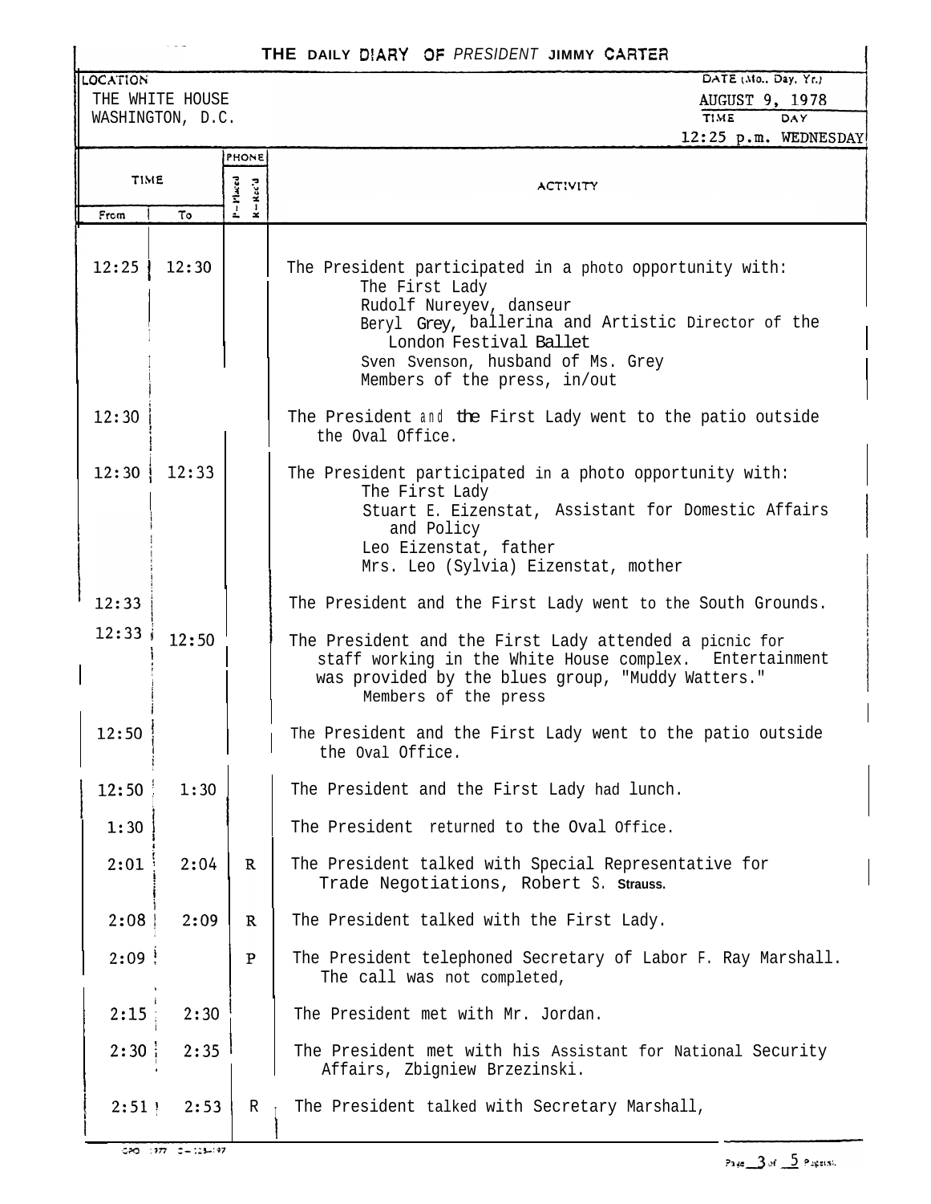# THE DAILY DIARY OF PRESIDENT JIMMY CARTER

LOCATION
THE WHITE HOUSE
WASHINGTON, D.C.

DATE (Mo., Day, Yr.)
AUGUST 9, 1978

TIME DAY
12:25 p.m. WEDNESDAY

| TIME From | TIME To | PHONE P-Placed / R-Rec'd | ACTIVITY |
|---|---|---|---|
| 12:25 | 12:30 | | The President participated in a photo opportunity with: The First Lady; Rudolf Nureyev, danseur; Beryl Grey, ballerina and Artistic Director of the London Festival Ballet; Sven Svenson, husband of Ms. Grey; Members of the press, in/out |
| 12:30 | | | The President and the First Lady went to the patio outside the Oval Office. |
| 12:30 | 12:33 | | The President participated in a photo opportunity with: The First Lady; Stuart E. Eizenstat, Assistant for Domestic Affairs and Policy; Leo Eizenstat, father; Mrs. Leo (Sylvia) Eizenstat, mother |
| 12:33 | | | The President and the First Lady went to the South Grounds. |
| 12:33 | 12:50 | | The President and the First Lady attended a picnic for staff working in the White House complex. Entertainment was provided by the blues group, "Muddy Watters." Members of the press |
| 12:50 | | | The President and the First Lady went to the patio outside the Oval Office. |
| 12:50 | 1:30 | | The President and the First Lady had lunch. |
| 1:30 | | | The President returned to the Oval Office. |
| 2:01 | 2:04 | R | The President talked with Special Representative for Trade Negotiations, Robert S. Strauss. |
| 2:08 | 2:09 | R | The President talked with the First Lady. |
| 2:09 | | P | The President telephoned Secretary of Labor F. Ray Marshall. The call was not completed, |
| 2:15 | 2:30 | | The President met with Mr. Jordan. |
| 2:30 | 2:35 | | The President met with his Assistant for National Security Affairs, Zbigniew Brzezinski. |
| 2:51 | 2:53 | R | The President talked with Secretary Marshall, |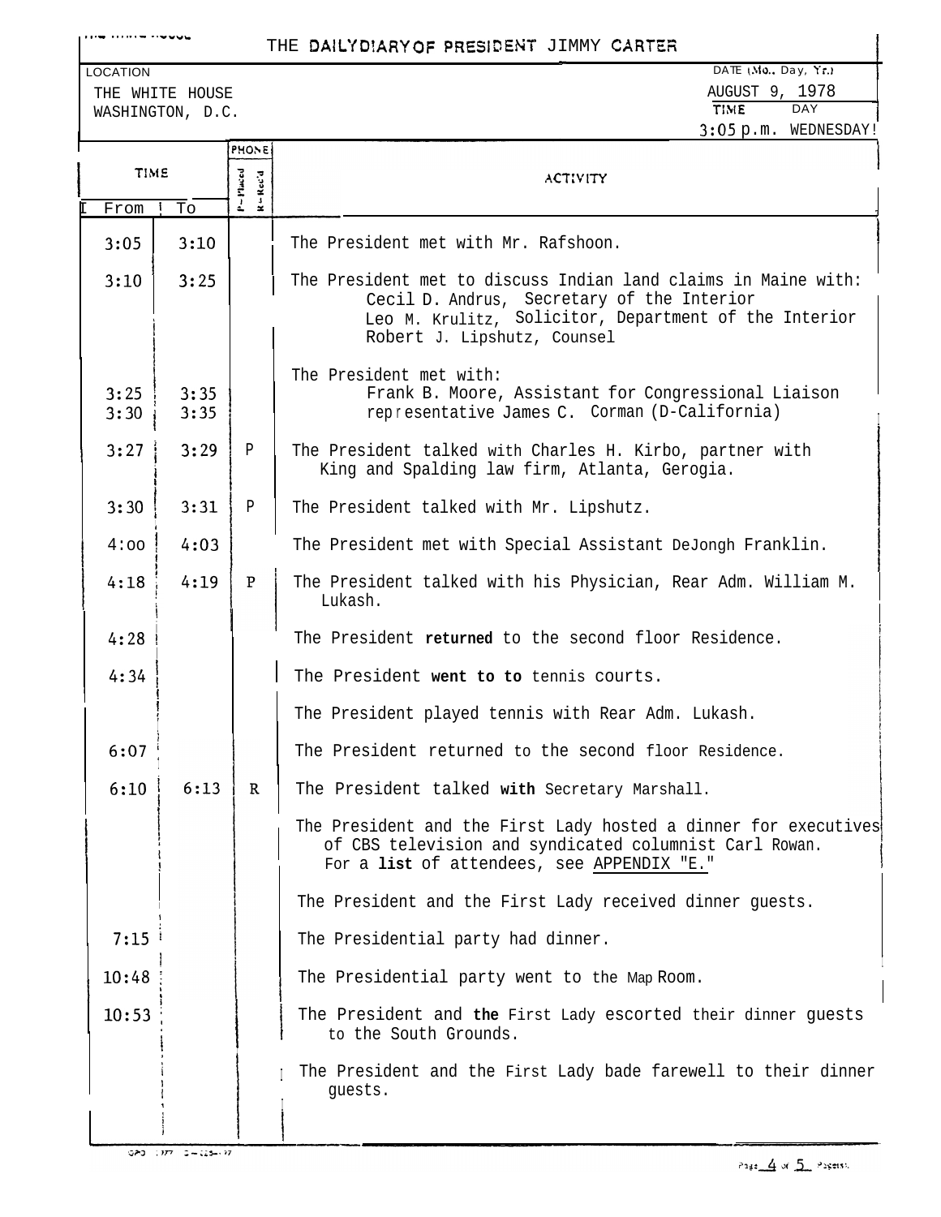# THE DAILY DIARY OF PRESIDENT JIMMY CARTER

LOCATION
THE WHITE HOUSE
WASHINGTON, D.C.

DATE (Mo., Day, Yr.)
AUGUST 9, 1978

TIME 3:05 p.m. DAY WEDNESDAY

| TIME From | TIME To | PHONE P=Placed R=Rec'd | ACTIVITY |
|---|---|---|---|
| 3:05 | 3:10 | | The President met with Mr. Rafshoon. |
| 3:10 | 3:25 | | The President met to discuss Indian land claims in Maine with: Cecil D. Andrus, Secretary of the Interior; Leo M. Krulitz, Solicitor, Department of the Interior; Robert J. Lipshutz, Counsel |
| | | | The President met with: |
| 3:25 | 3:35 | | Frank B. Moore, Assistant for Congressional Liaison |
| 3:30 | 3:35 | | representative James C. Corman (D-California) |
| 3:27 | 3:29 | P | The President talked with Charles H. Kirbo, partner with King and Spalding law firm, Atlanta, Gerogia. |
| 3:30 | 3:31 | P | The President talked with Mr. Lipshutz. |
| 4:00 | 4:03 | | The President met with Special Assistant DeJongh Franklin. |
| 4:18 | 4:19 | P | The President talked with his Physician, Rear Adm. William M. Lukash. |
| 4:28 | | | The President returned to the second floor Residence. |
| 4:34 | | | The President went to to tennis courts. |
| | | | The President played tennis with Rear Adm. Lukash. |
| 6:07 | | | The President returned to the second floor Residence. |
| 6:10 | 6:13 | R | The President talked with Secretary Marshall. |
| | | | The President and the First Lady hosted a dinner for executives of CBS television and syndicated columnist Carl Rowan. For a list of attendees, see APPENDIX "E." |
| | | | The President and the First Lady received dinner guests. |
| 7:15 | | | The Presidential party had dinner. |
| 10:48 | | | The Presidential party went to the Map Room. |
| 10:53 | | | The President and the First Lady escorted their dinner guests to the South Grounds. |
| | | | The President and the First Lady bade farewell to their dinner guests. |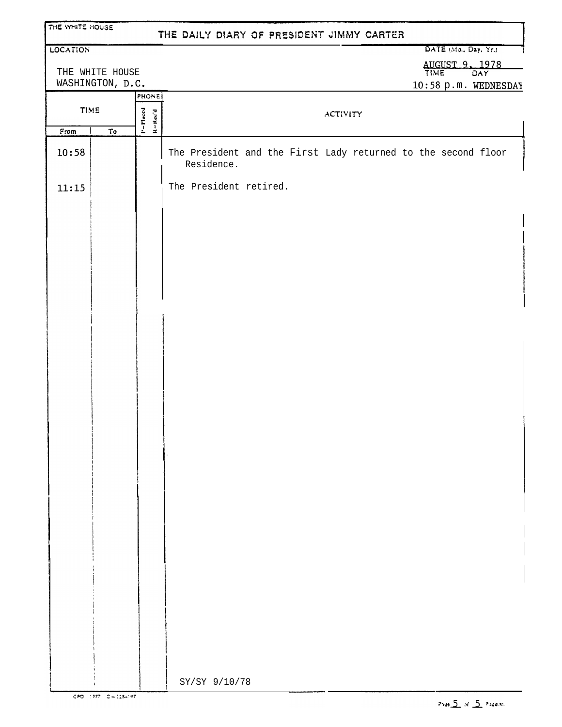THE WHITE HOUSE

# THE DAILY DIARY OF PRESIDENT JIMMY CARTER

LOCATION

THE WHITE HOUSE
WASHINGTON, D.C.

DATE (Mo., Day, Yr.)
AUGUST 9, 1978

TIME DAY
10:58 p.m. WEDNESDAY

| TIME From | TIME To | PHONE P-Placed | PHONE R-Rec'd | ACTIVITY |
|---|---|---|---|---|
| 10:58 | | | | The President and the First Lady returned to the second floor Residence. |
| 11:15 | | | | The President retired. |

SY/SY 9/10/78